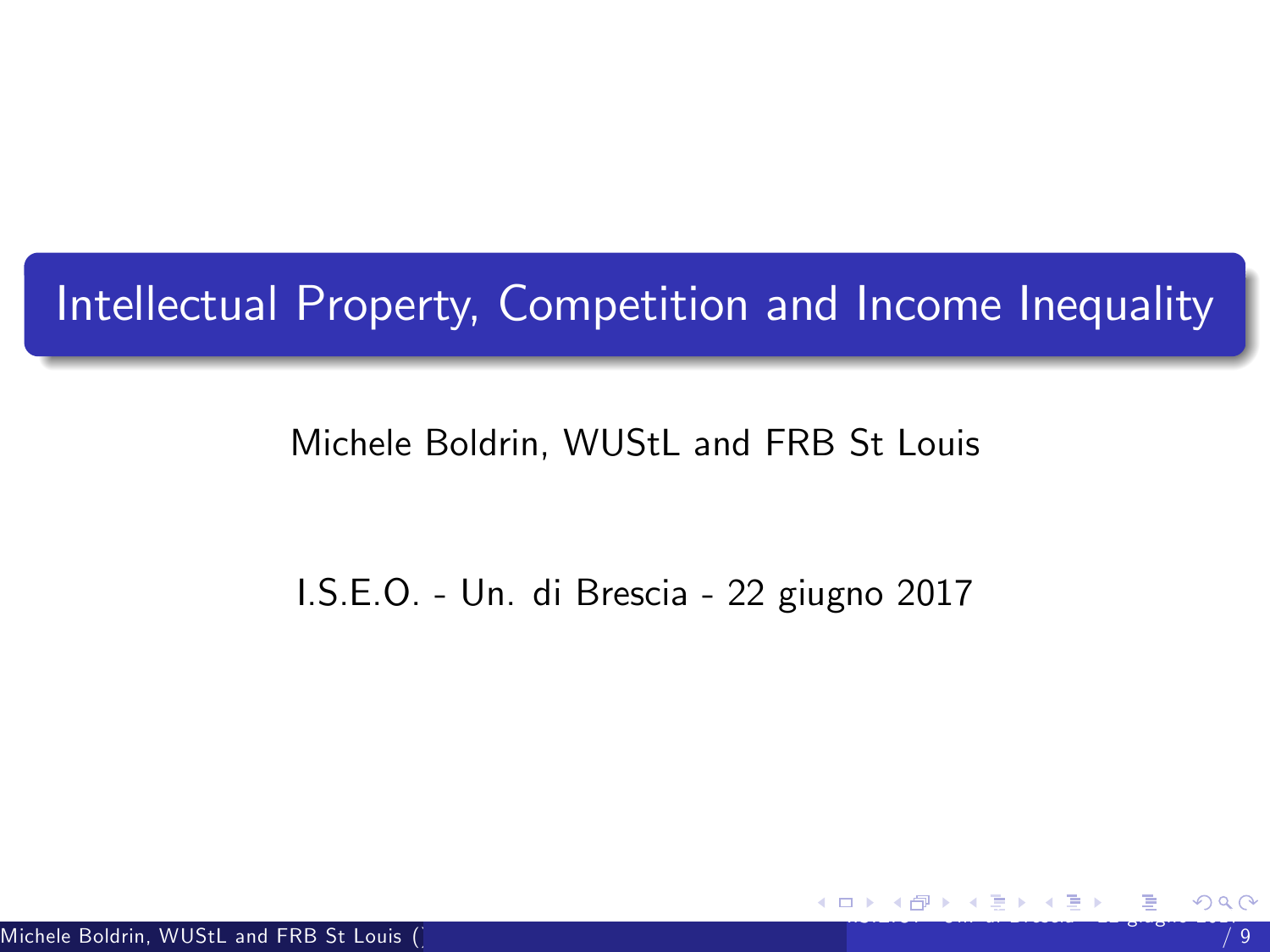# Intellectual Property, Competition and Income Inequality

Michele Boldrin, WUStL and FRB St Louis

I.S.E.O. - Un. di Brescia - 22 giugno 2017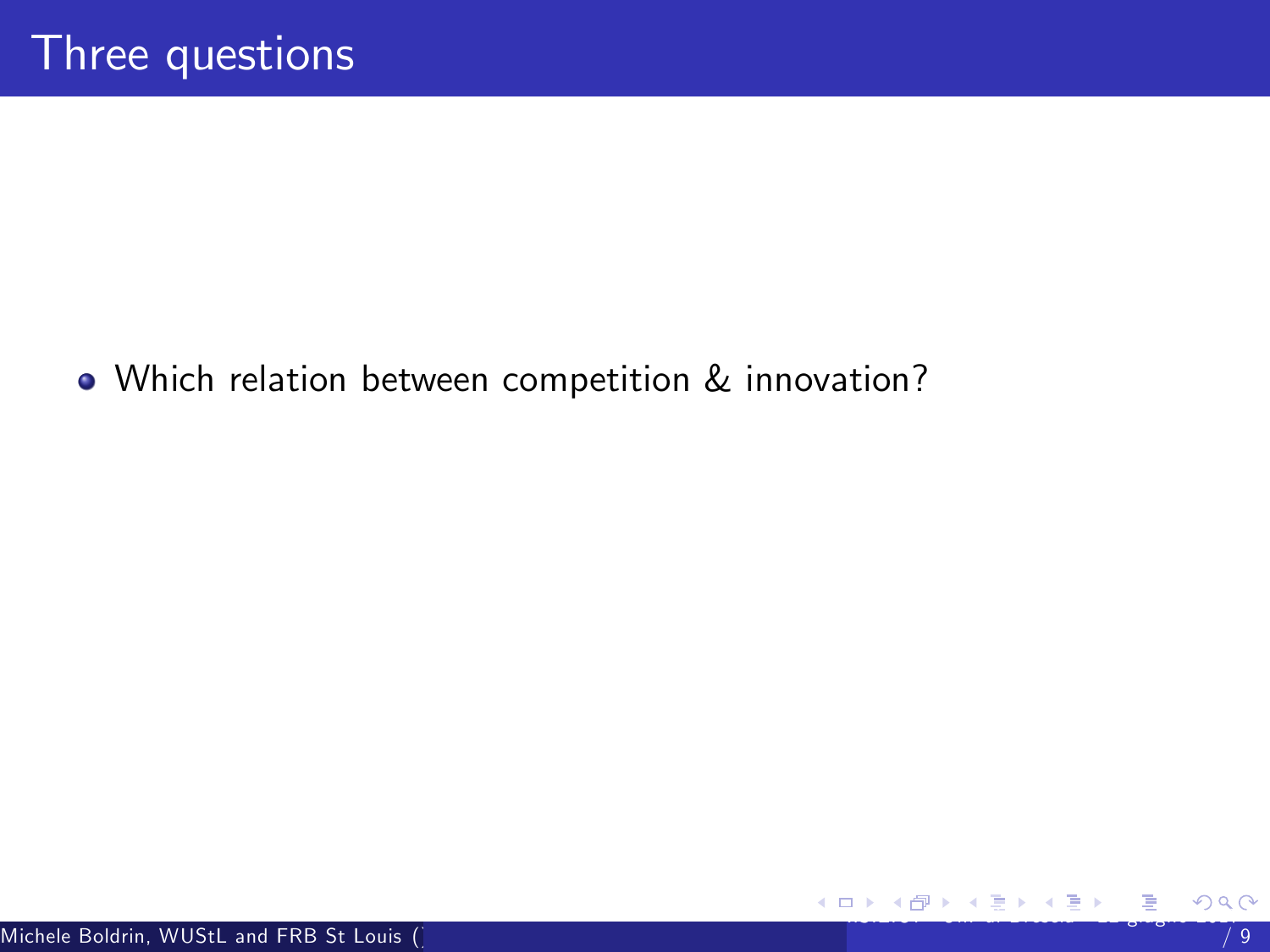# Three questions

- Which relation between competition & innovation?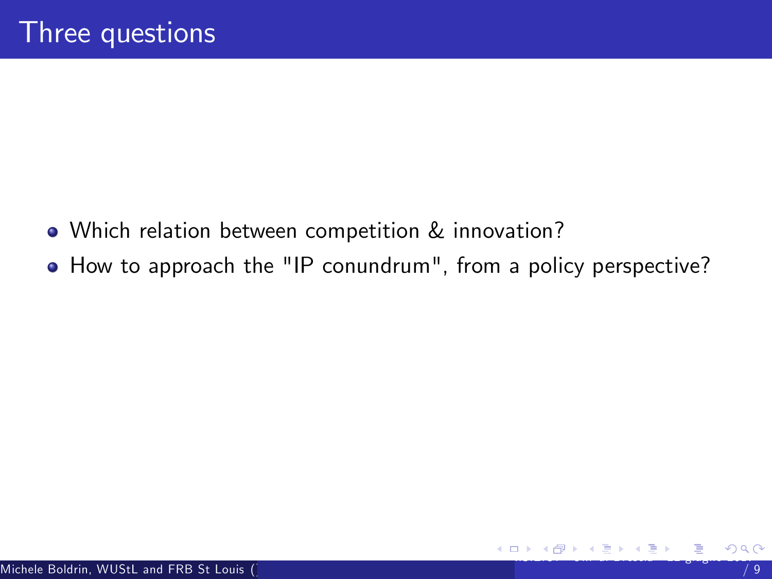# Three questions

- Which relation between competition & innovation?
- How to approach the "IP conundrum", from a policy perspective?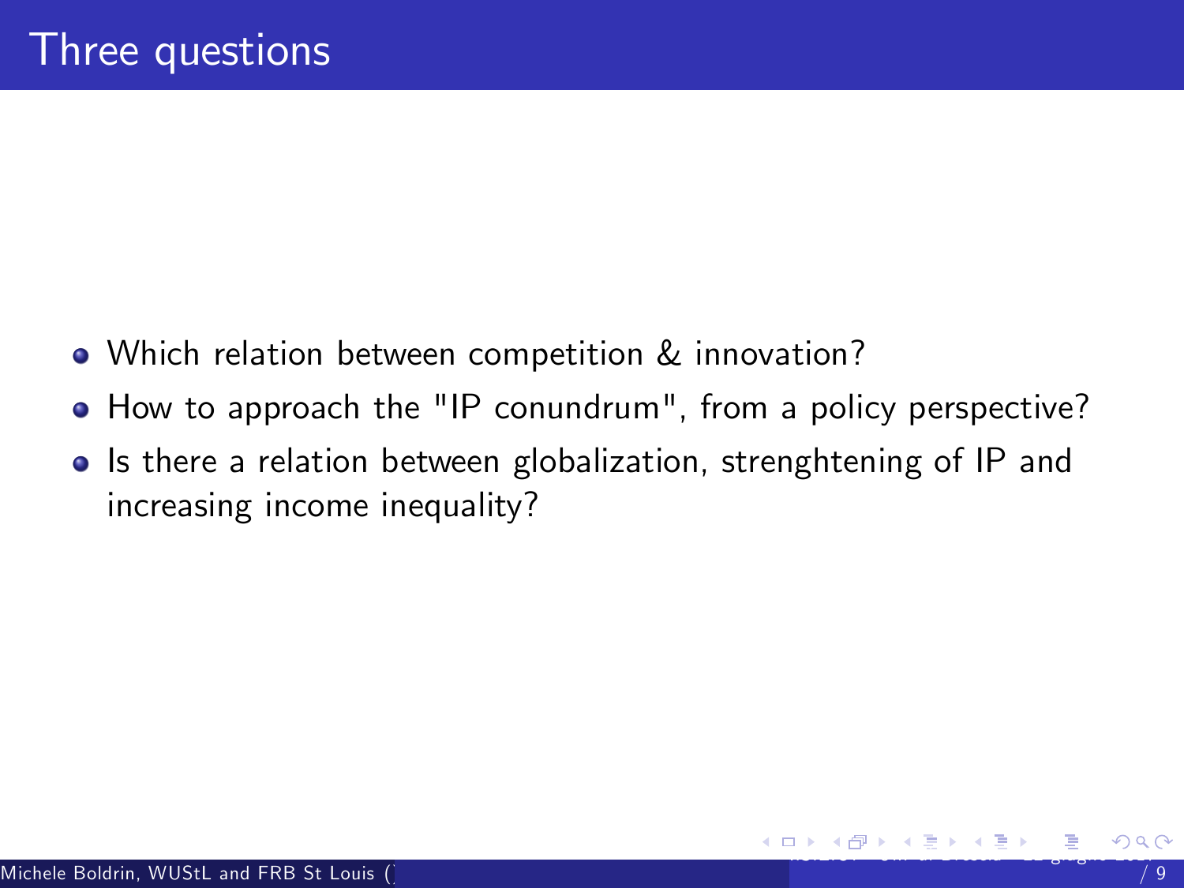# Three questions

- Which relation between competition & innovation?
- How to approach the "IP conundrum", from a policy perspective?
- Is there a relation between globalization, strenghtening of IP and increasing income inequality?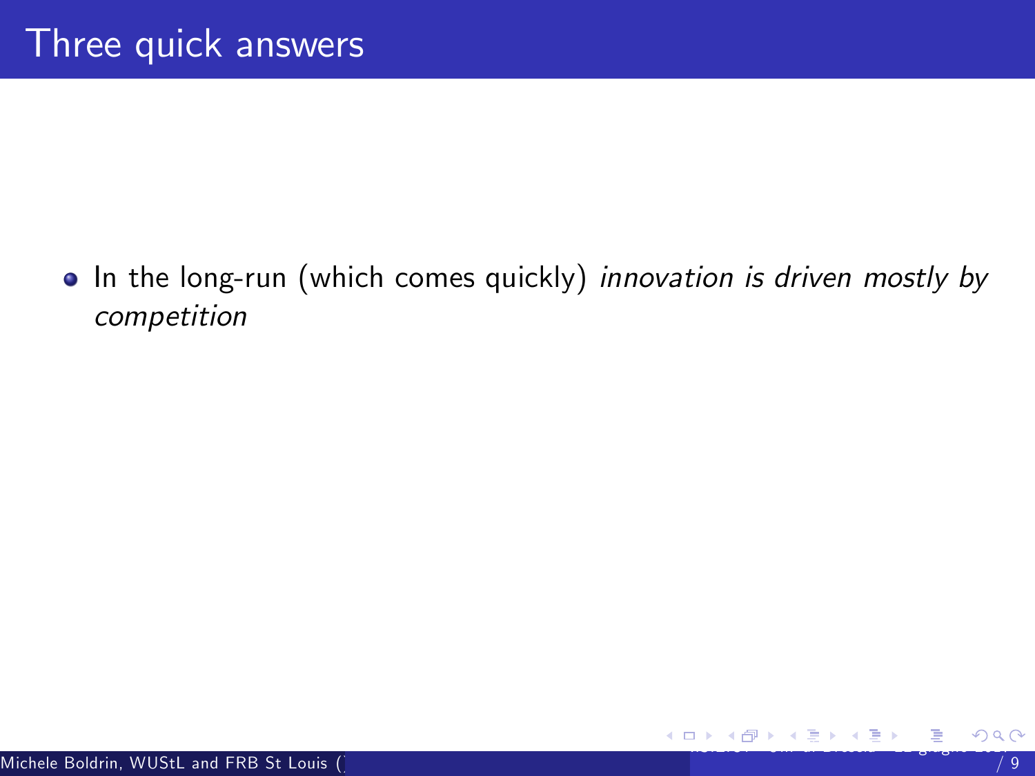# Three quick answers

- In the long-run (which comes quickly) *innovation is driven mostly by competition*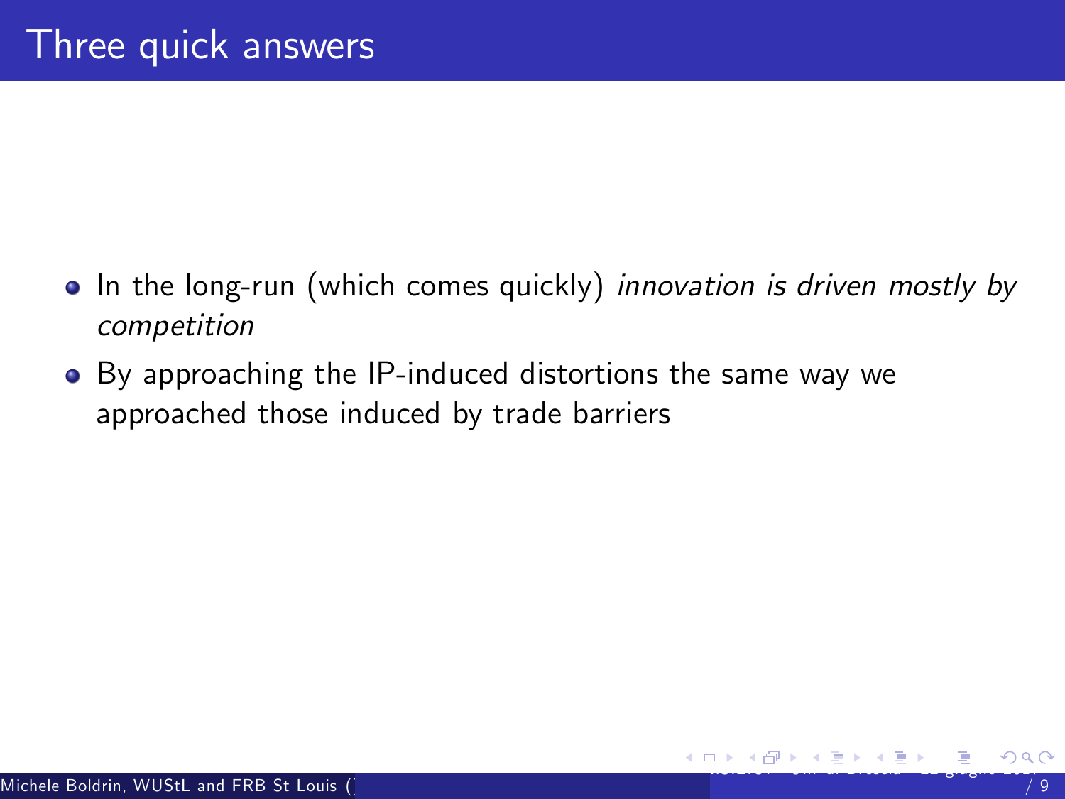# Three quick answers

- In the long-run (which comes quickly) *innovation is driven mostly by competition*
- By approaching the IP-induced distortions the same way we approached those induced by trade barriers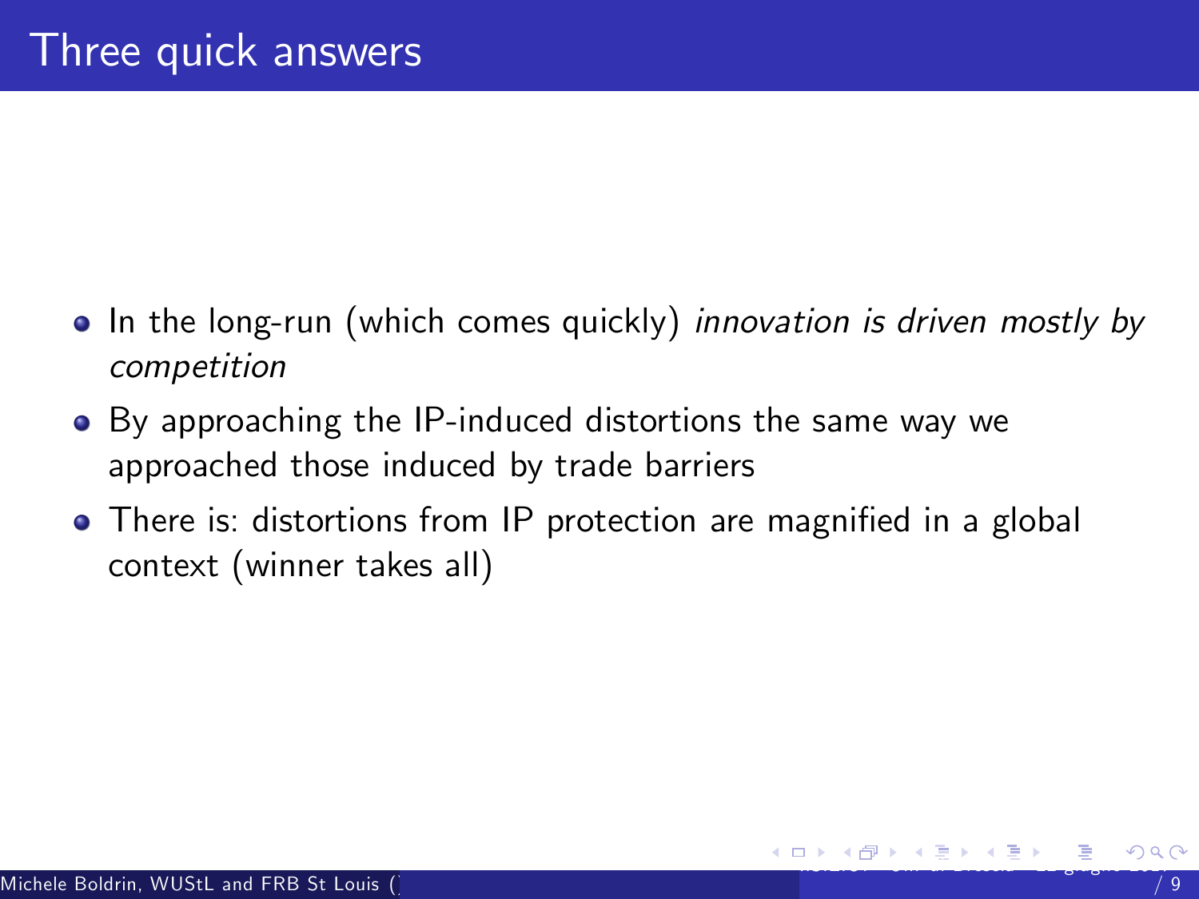# Three quick answers

- In the long-run (which comes quickly) *innovation is driven mostly by competition*
- By approaching the IP-induced distortions the same way we approached those induced by trade barriers
- There is: distortions from IP protection are magnified in a global context (winner takes all)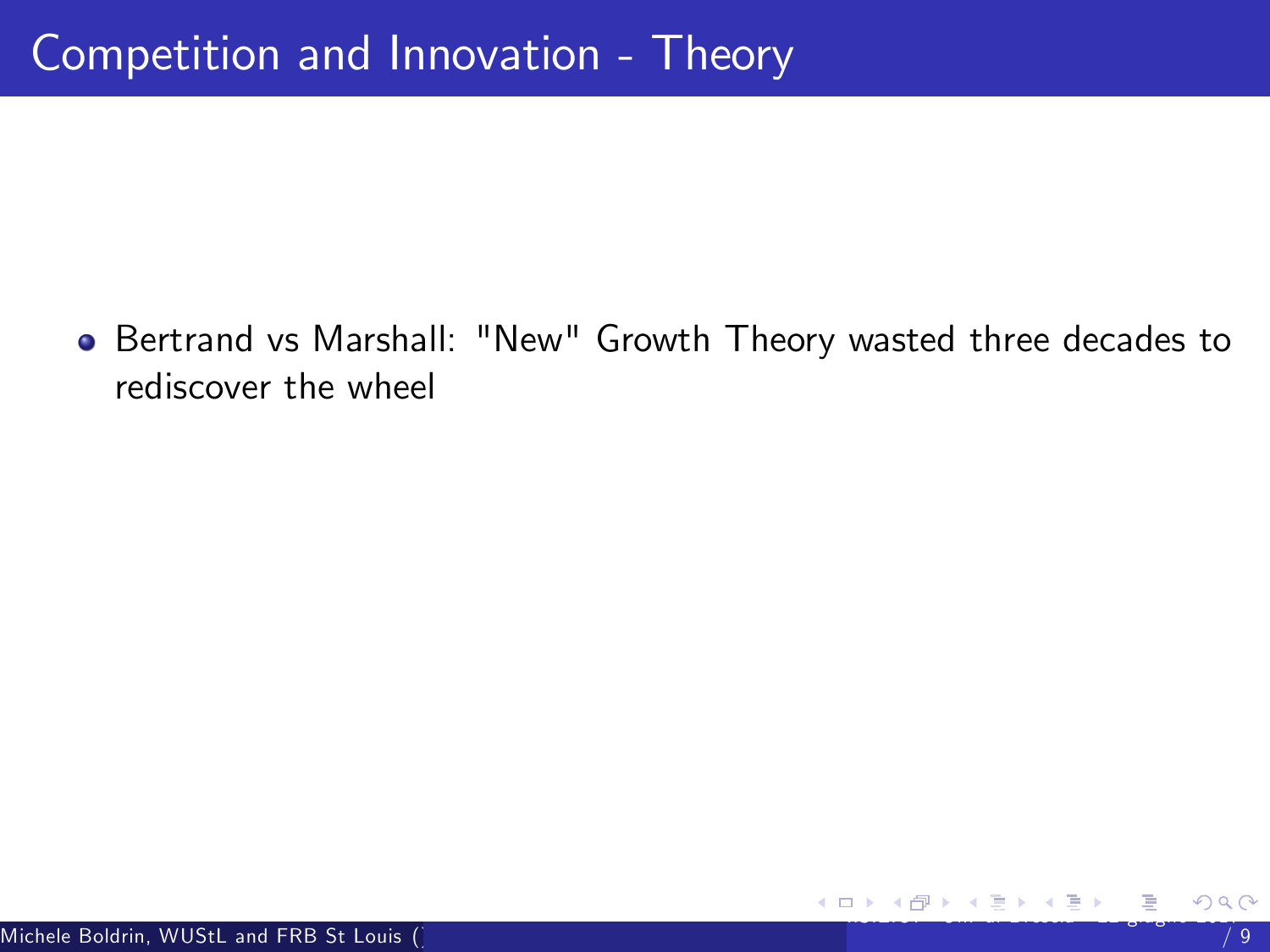# Competition and Innovation - Theory

- Bertrand vs Marshall: "New" Growth Theory wasted three decades to rediscover the wheel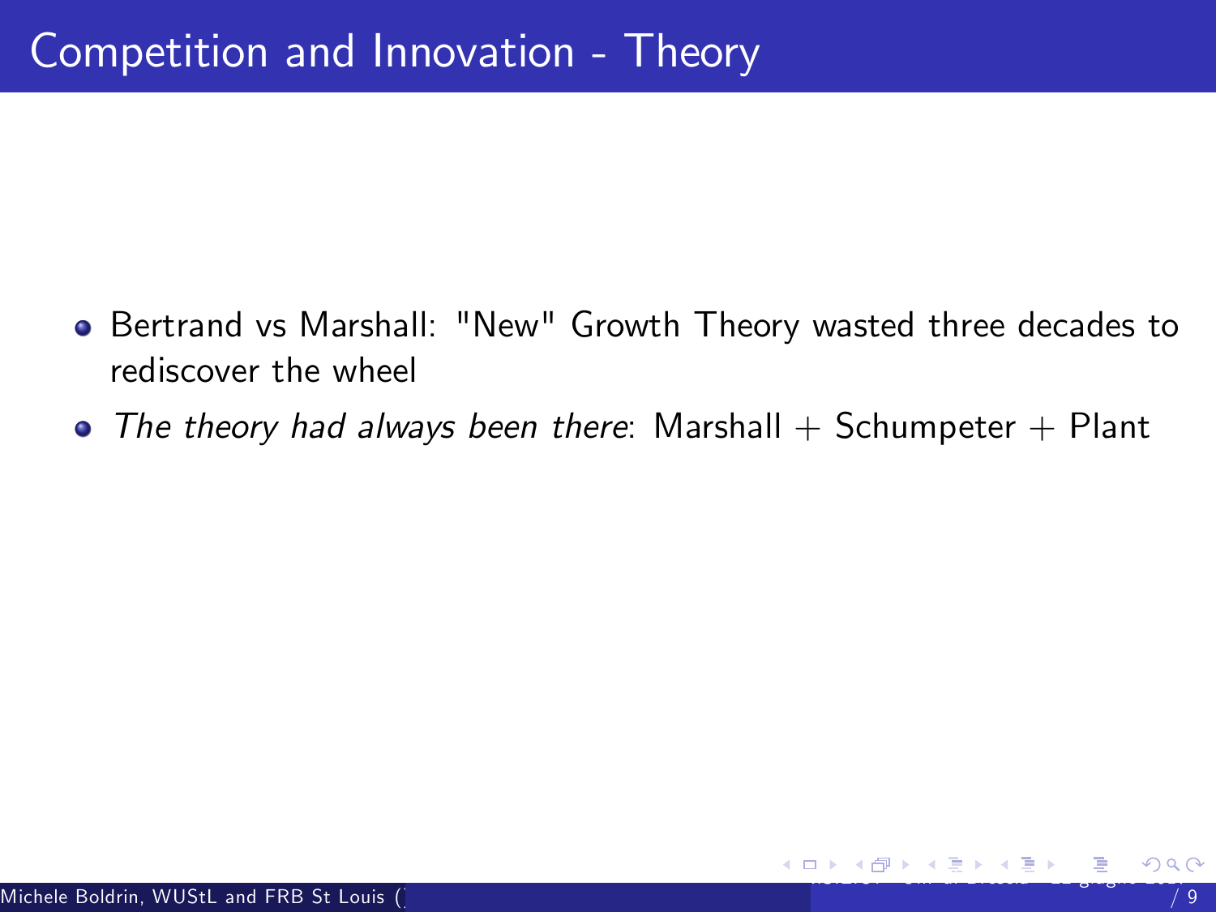# Competition and Innovation - Theory

- Bertrand vs Marshall: "New" Growth Theory wasted three decades to rediscover the wheel
- *The theory had always been there*: Marshall + Schumpeter + Plant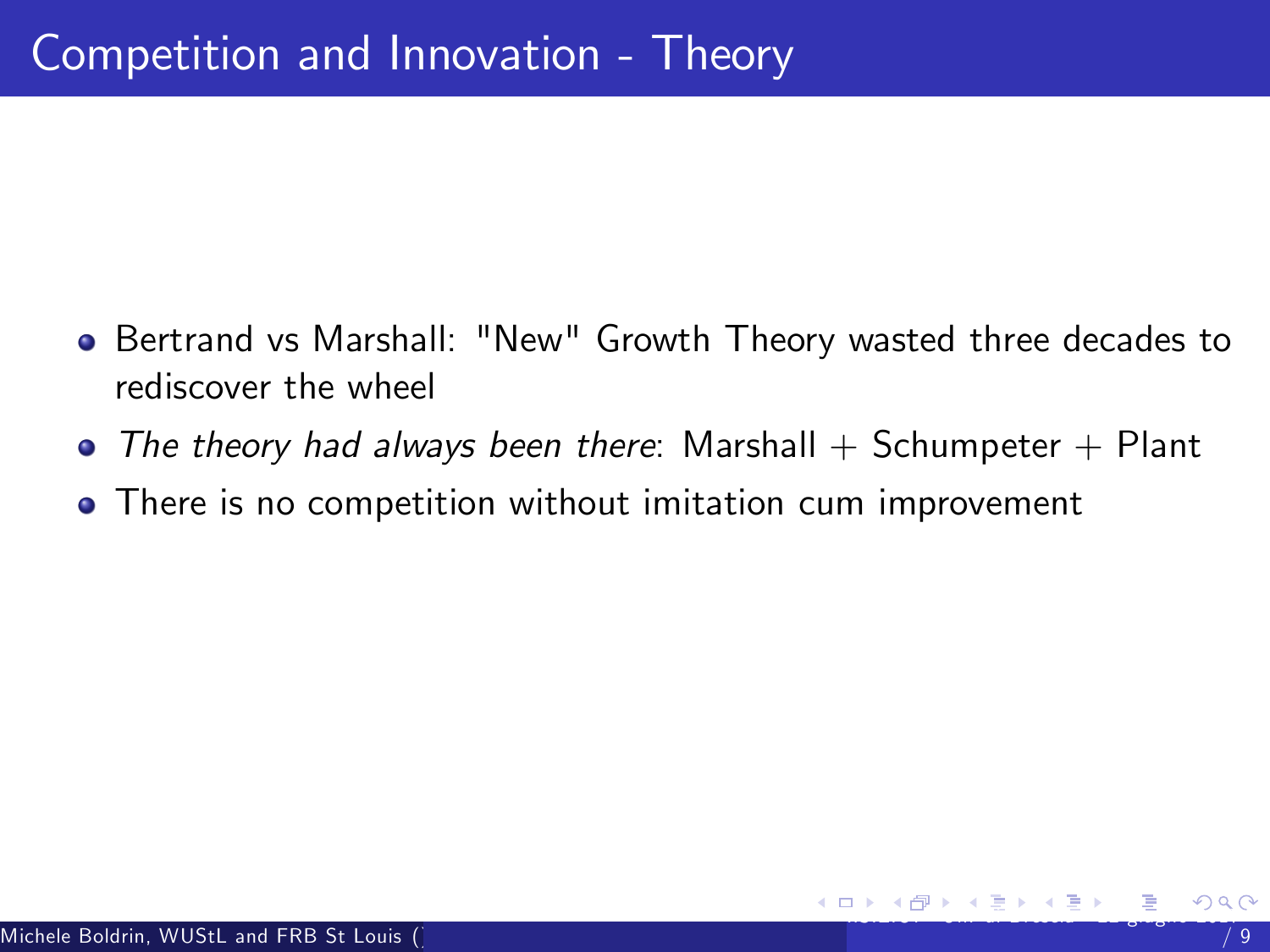# Competition and Innovation - Theory

- Bertrand vs Marshall: "New" Growth Theory wasted three decades to rediscover the wheel
- *The theory had always been there*: Marshall + Schumpeter + Plant
- There is no competition without imitation cum improvement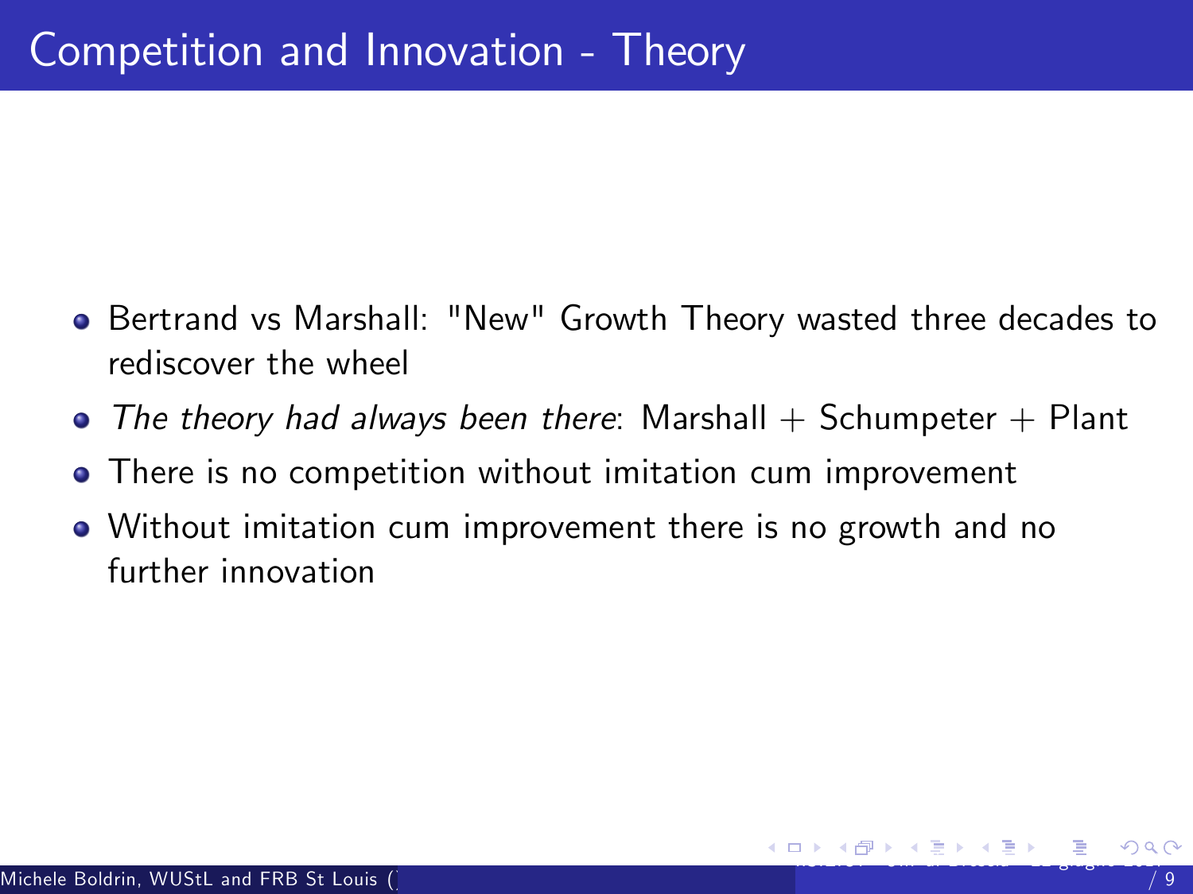# Competition and Innovation - Theory

- Bertrand vs Marshall: "New" Growth Theory wasted three decades to rediscover the wheel
- *The theory had always been there*: Marshall + Schumpeter + Plant
- There is no competition without imitation cum improvement
- Without imitation cum improvement there is no growth and no further innovation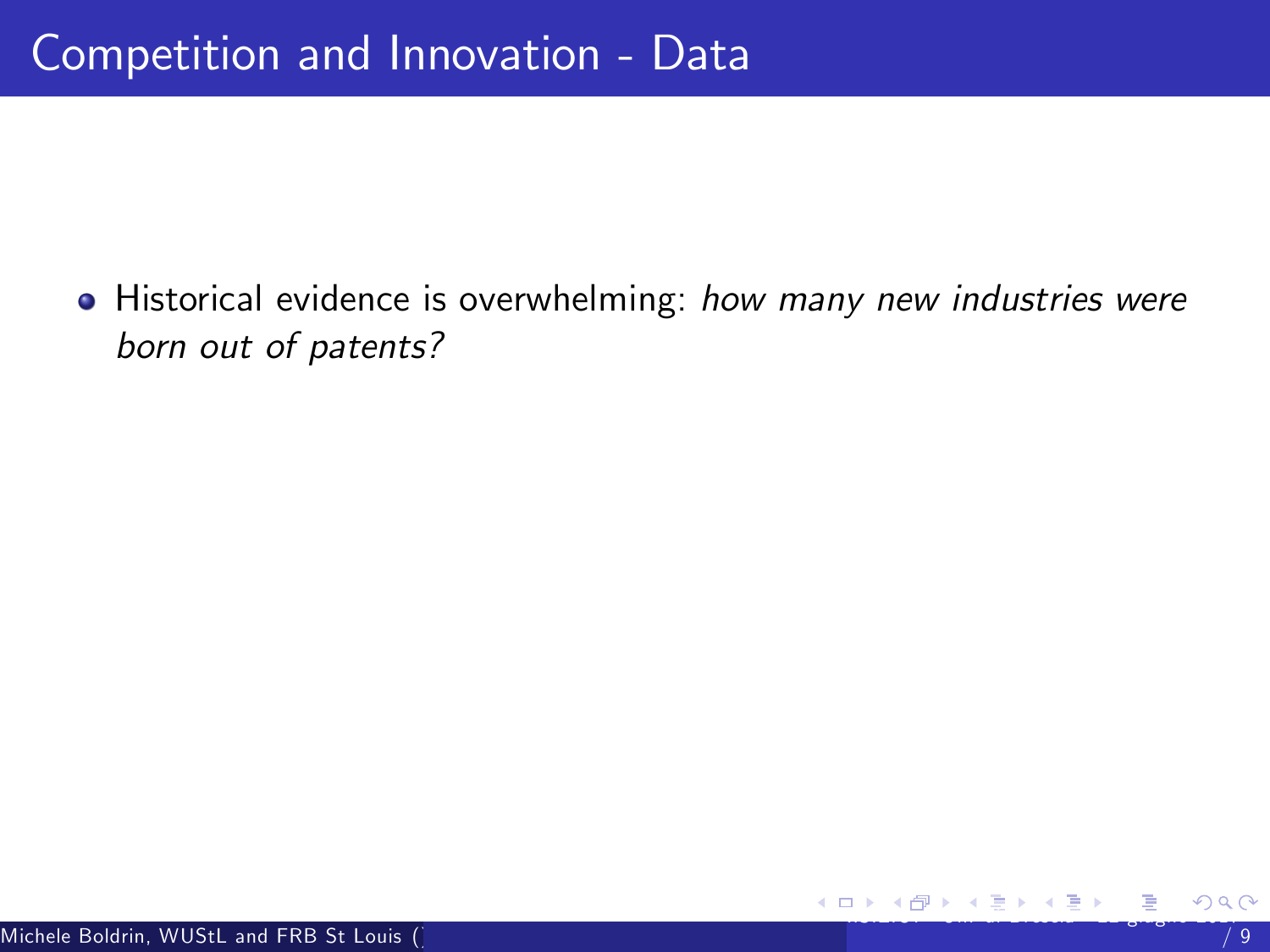# Competition and Innovation - Data

- Historical evidence is overwhelming: *how many new industries were born out of patents?*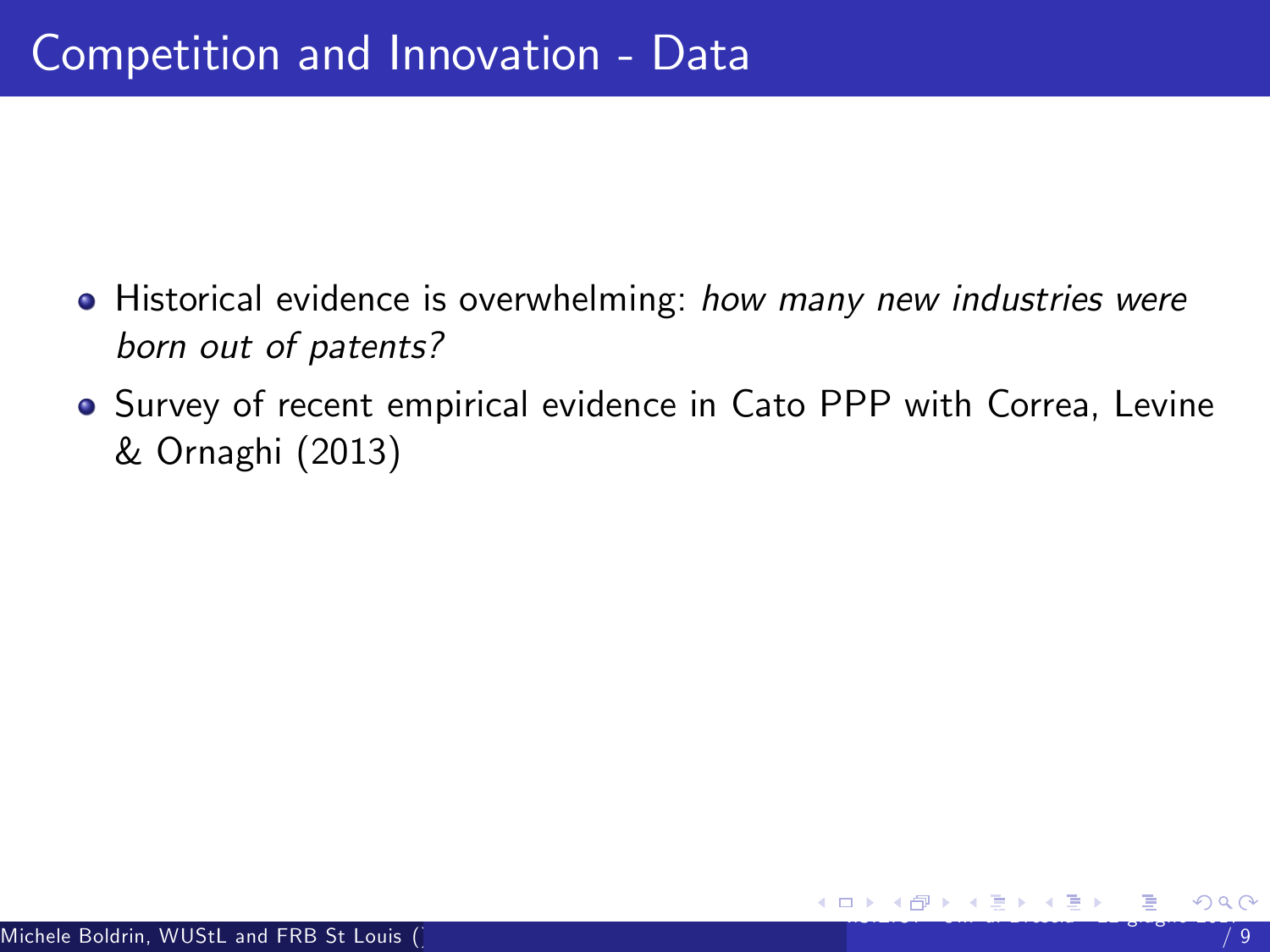# Competition and Innovation - Data

- Historical evidence is overwhelming: *how many new industries were born out of patents?*
- Survey of recent empirical evidence in Cato PPP with Correa, Levine & Ornaghi (2013)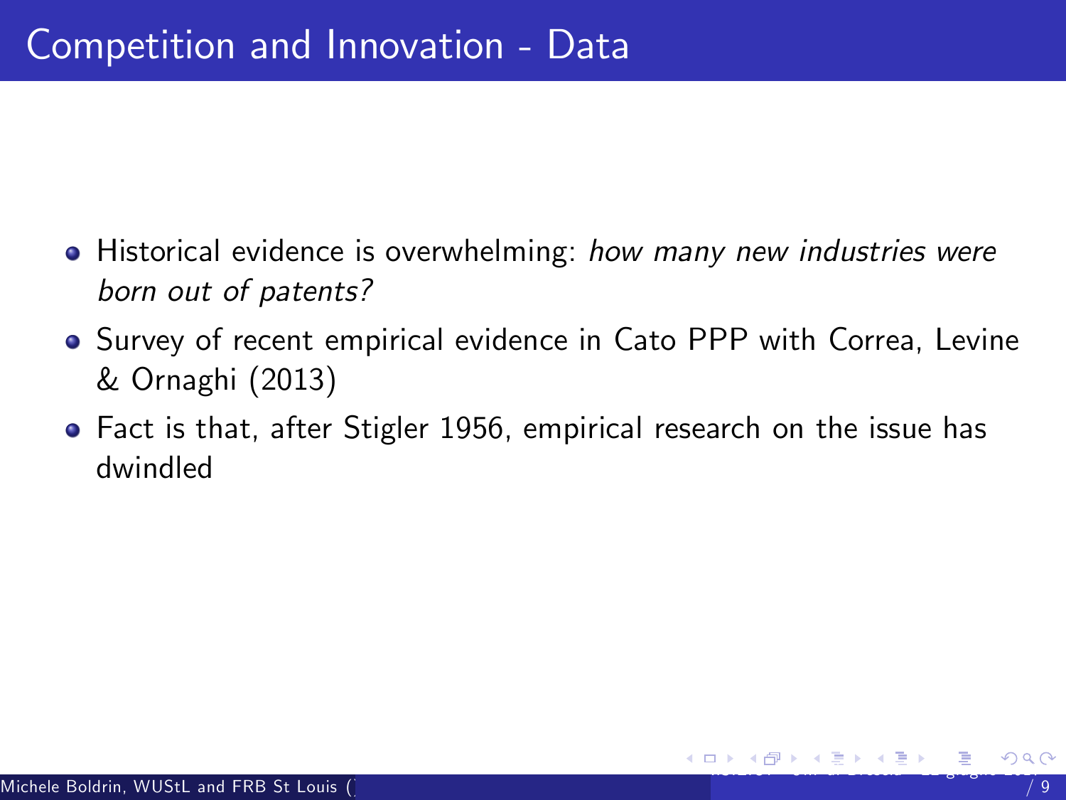# Competition and Innovation - Data

- Historical evidence is overwhelming: *how many new industries were born out of patents?*
- Survey of recent empirical evidence in Cato PPP with Correa, Levine & Ornaghi (2013)
- Fact is that, after Stigler 1956, empirical research on the issue has dwindled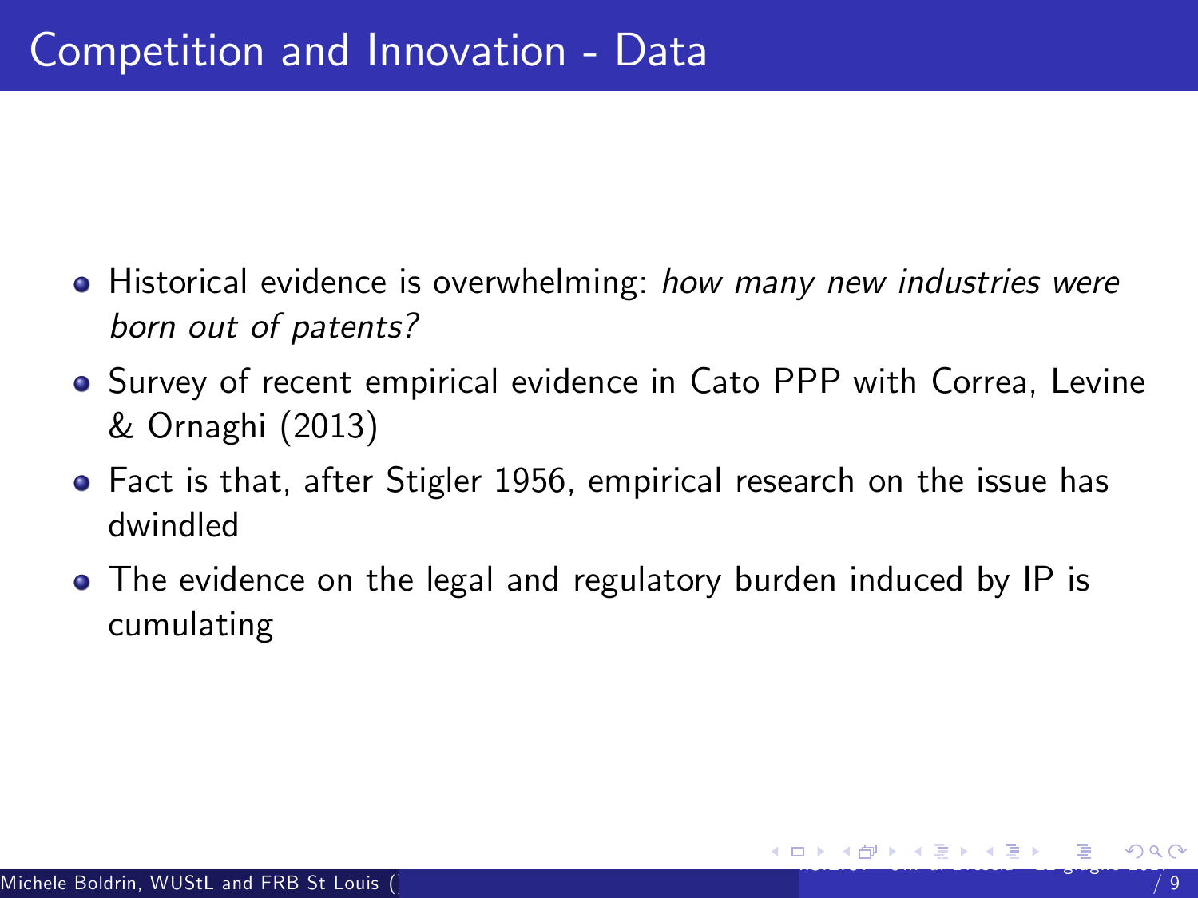# Competition and Innovation - Data

- Historical evidence is overwhelming: *how many new industries were born out of patents?*
- Survey of recent empirical evidence in Cato PPP with Correa, Levine & Ornaghi (2013)
- Fact is that, after Stigler 1956, empirical research on the issue has dwindled
- The evidence on the legal and regulatory burden induced by IP is cumulating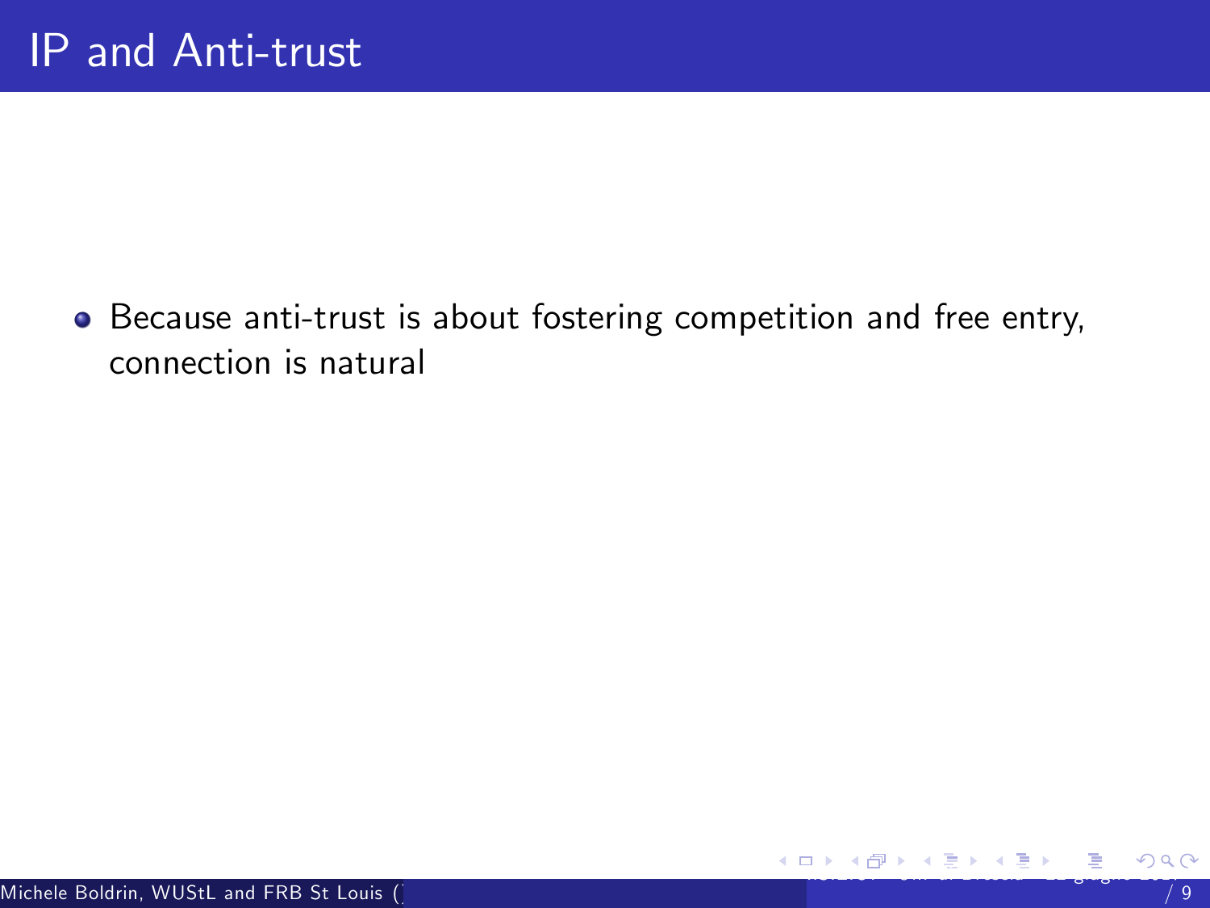# IP and Anti-trust

- Because anti-trust is about fostering competition and free entry, connection is natural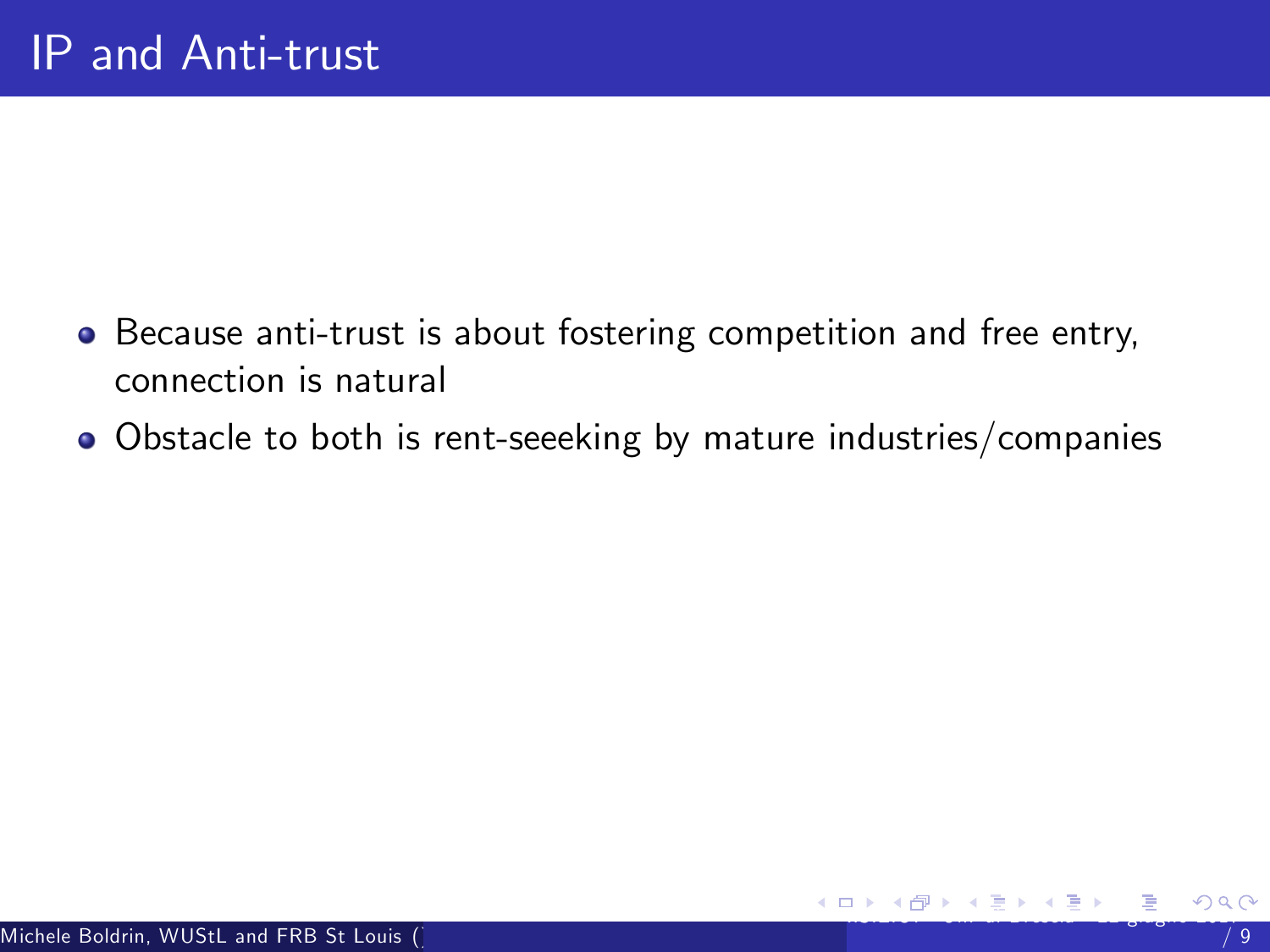# IP and Anti-trust

- Because anti-trust is about fostering competition and free entry, connection is natural
- Obstacle to both is rent-seeeking by mature industries/companies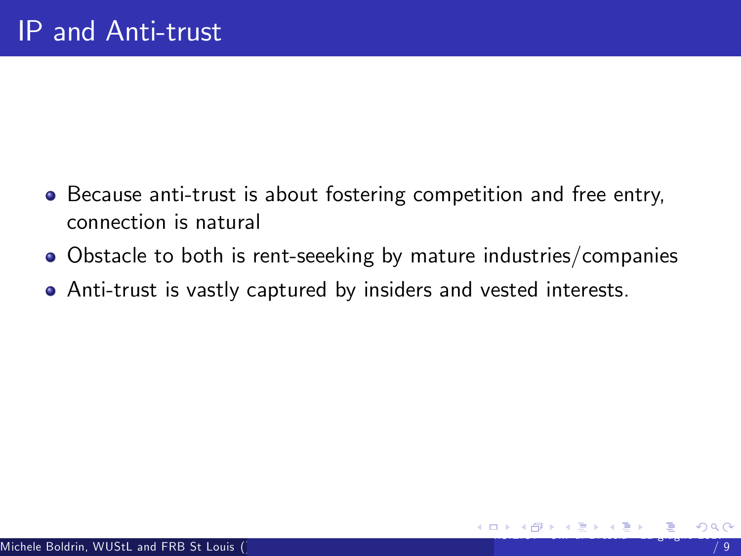# IP and Anti-trust

- Because anti-trust is about fostering competition and free entry, connection is natural
- Obstacle to both is rent-seeeking by mature industries/companies
- Anti-trust is vastly captured by insiders and vested interests.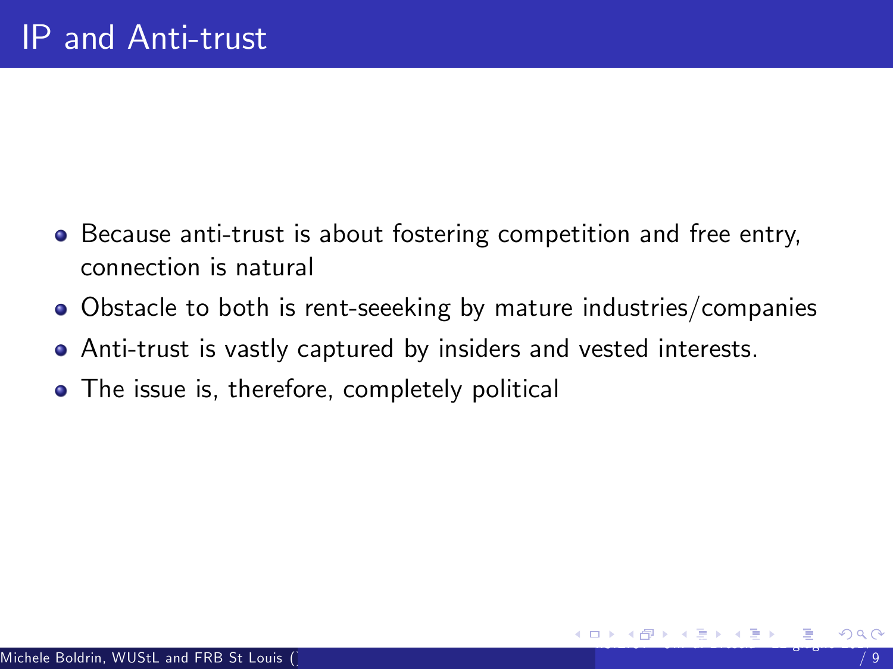# IP and Anti-trust

- Because anti-trust is about fostering competition and free entry, connection is natural
- Obstacle to both is rent-seeeking by mature industries/companies
- Anti-trust is vastly captured by insiders and vested interests.
- The issue is, therefore, completely political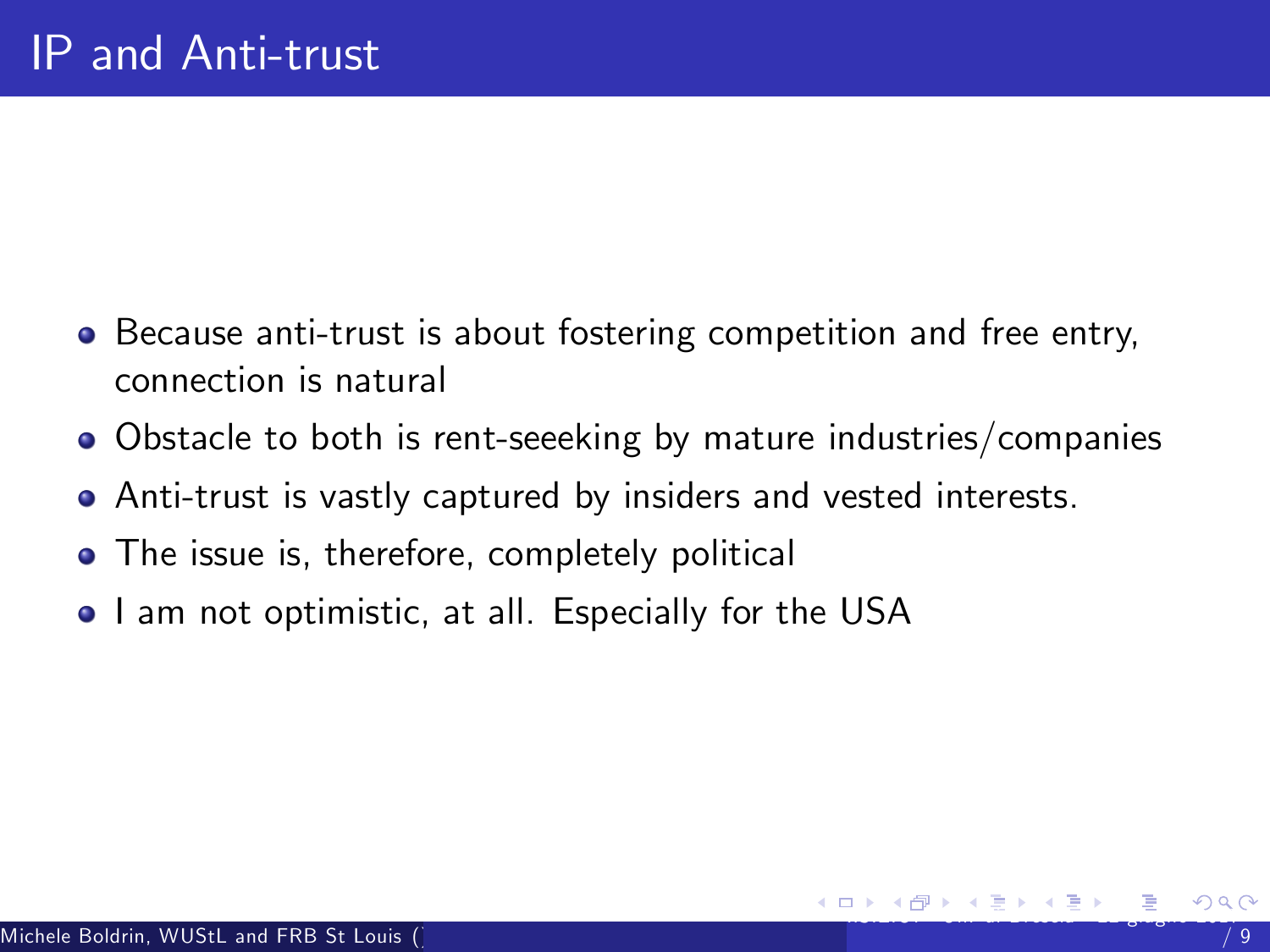# IP and Anti-trust

- Because anti-trust is about fostering competition and free entry, connection is natural
- Obstacle to both is rent-seeeking by mature industries/companies
- Anti-trust is vastly captured by insiders and vested interests.
- The issue is, therefore, completely political
- I am not optimistic, at all. Especially for the USA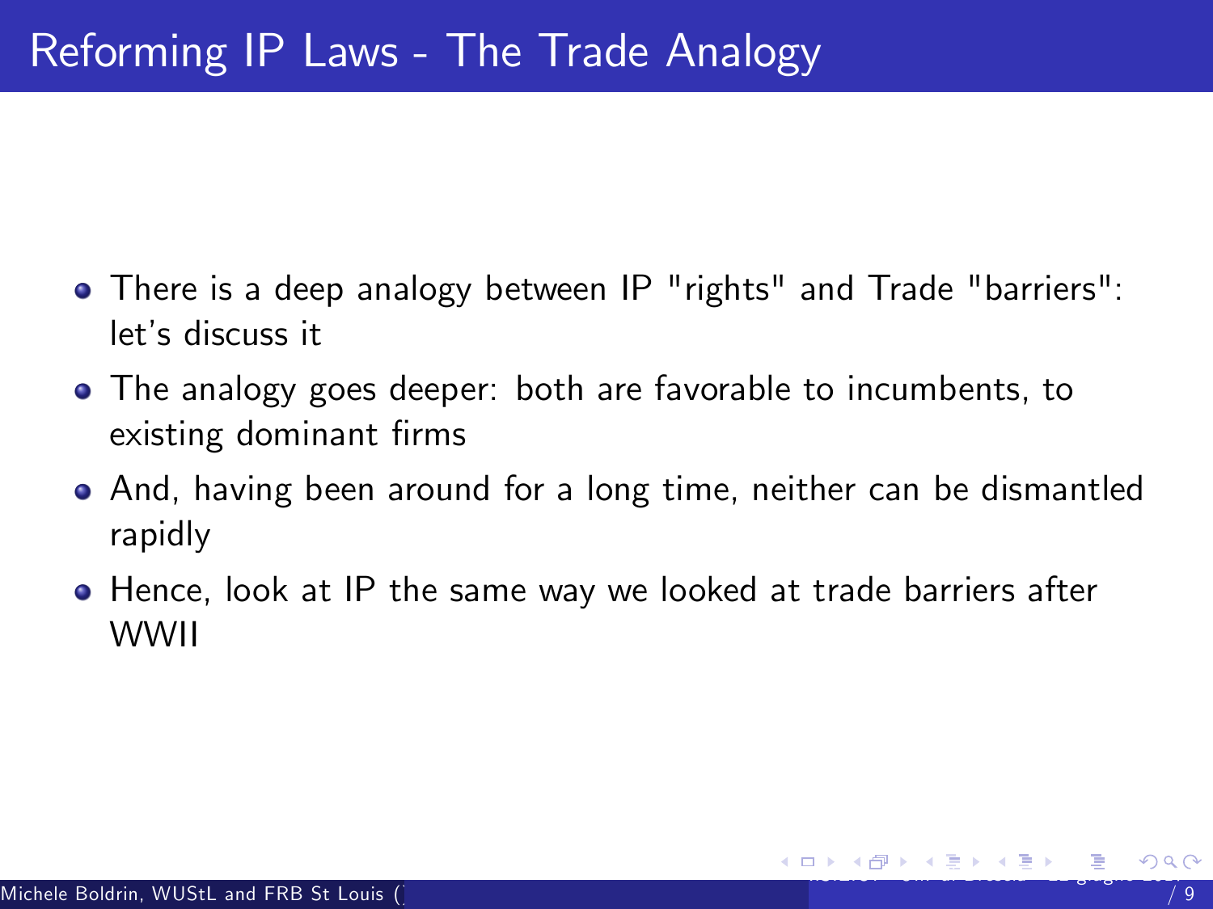# Reforming IP Laws - The Trade Analogy

- There is a deep analogy between IP "rights" and Trade "barriers": let's discuss it
- The analogy goes deeper: both are favorable to incumbents, to existing dominant firms
- And, having been around for a long time, neither can be dismantled rapidly
- Hence, look at IP the same way we looked at trade barriers after WWII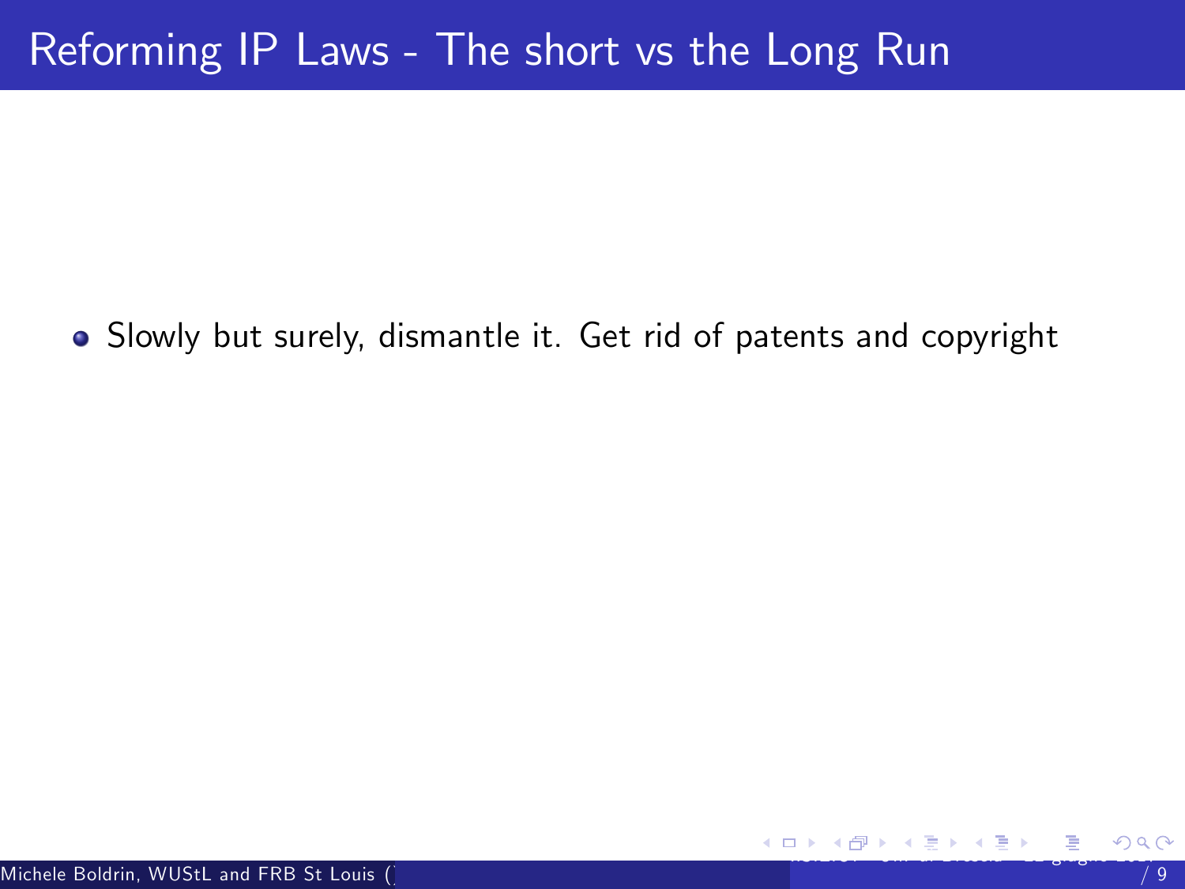# Reforming IP Laws - The short vs the Long Run

- Slowly but surely, dismantle it. Get rid of patents and copyright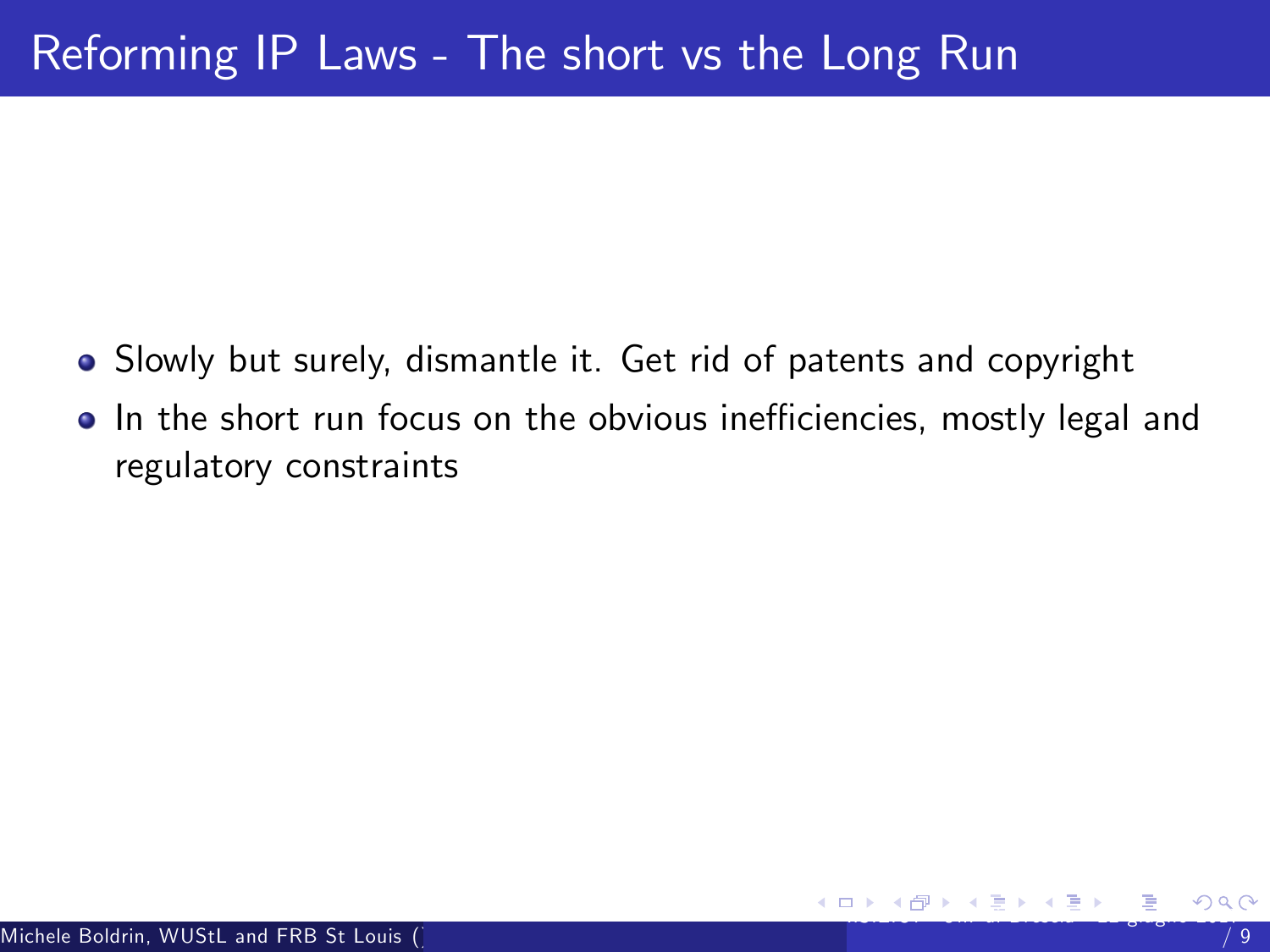# Reforming IP Laws - The short vs the Long Run

- Slowly but surely, dismantle it. Get rid of patents and copyright
- In the short run focus on the obvious inefficiencies, mostly legal and regulatory constraints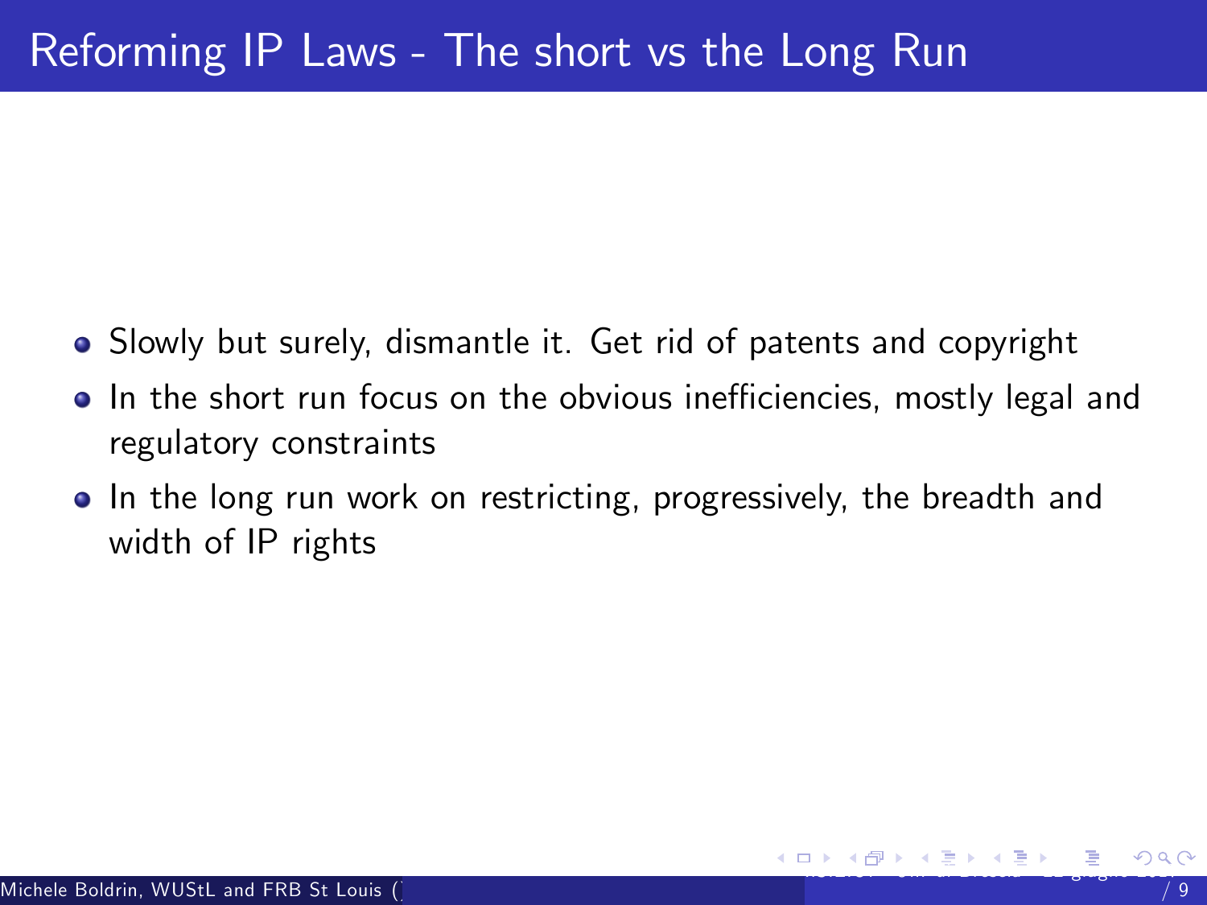# Reforming IP Laws - The short vs the Long Run

- Slowly but surely, dismantle it. Get rid of patents and copyright
- In the short run focus on the obvious inefficiencies, mostly legal and regulatory constraints
- In the long run work on restricting, progressively, the breadth and width of IP rights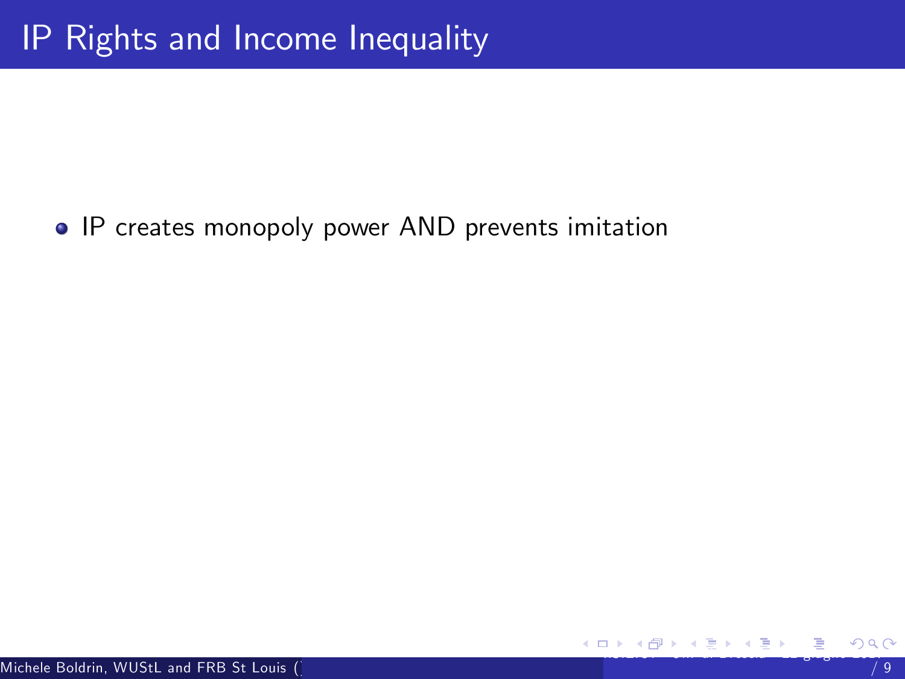# IP Rights and Income Inequality

- IP creates monopoly power AND prevents imitation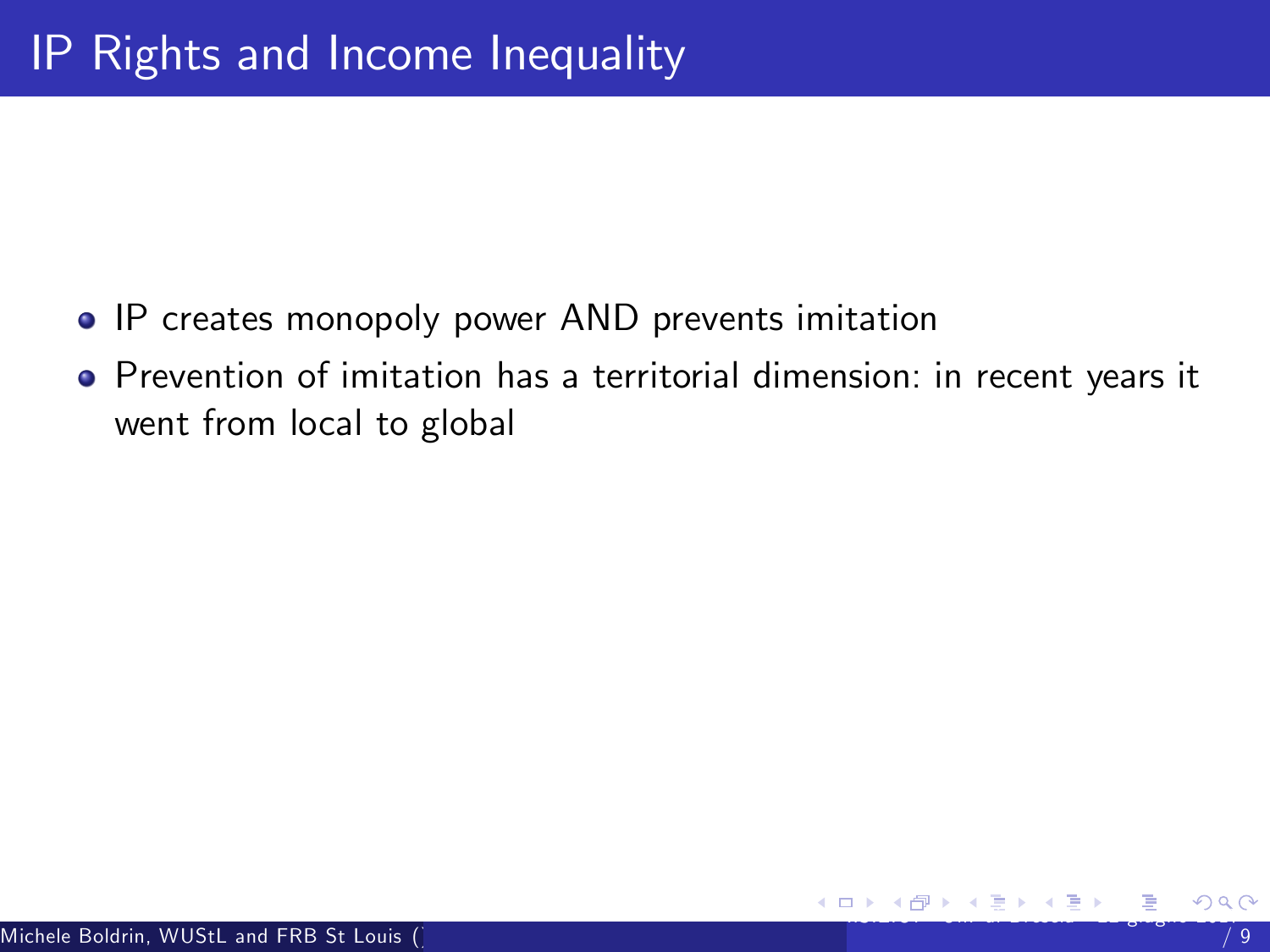# IP Rights and Income Inequality

- IP creates monopoly power AND prevents imitation
- Prevention of imitation has a territorial dimension: in recent years it went from local to global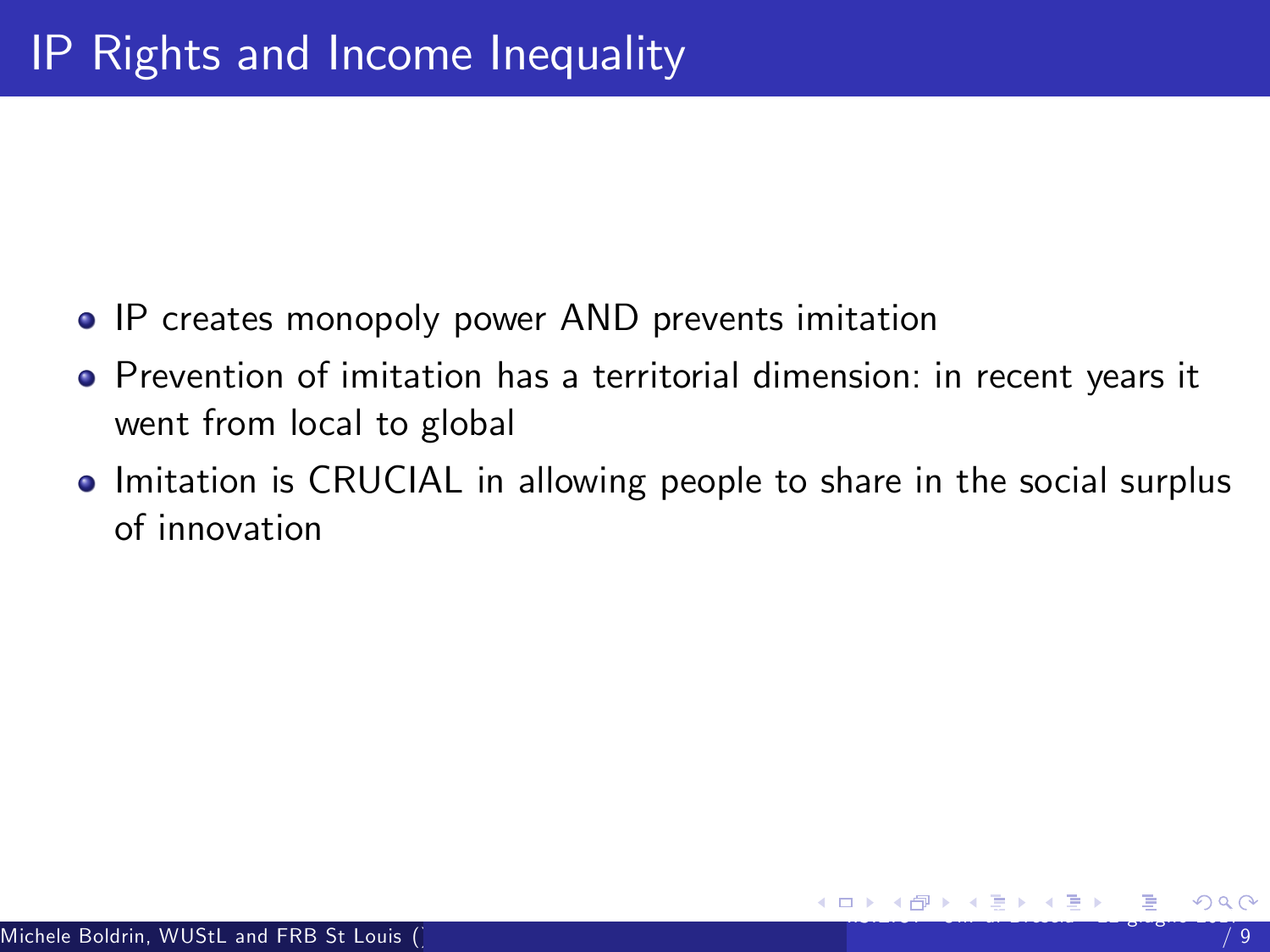# IP Rights and Income Inequality

- IP creates monopoly power AND prevents imitation
- Prevention of imitation has a territorial dimension: in recent years it went from local to global
- Imitation is CRUCIAL in allowing people to share in the social surplus of innovation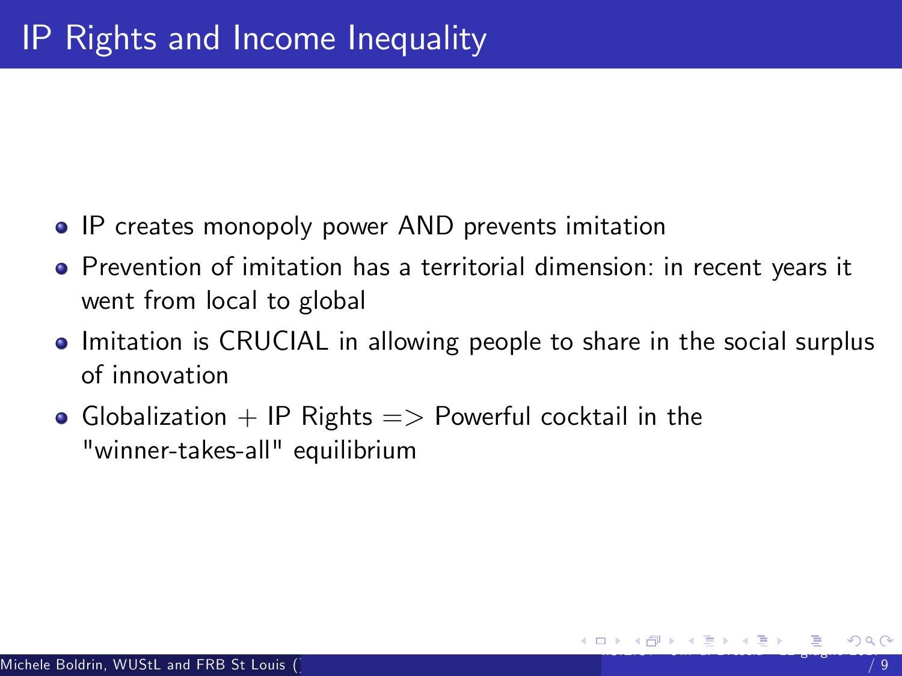# IP Rights and Income Inequality

- IP creates monopoly power AND prevents imitation
- Prevention of imitation has a territorial dimension: in recent years it went from local to global
- Imitation is CRUCIAL in allowing people to share in the social surplus of innovation
- Globalization + IP Rights => Powerful cocktail in the "winner-takes-all" equilibrium